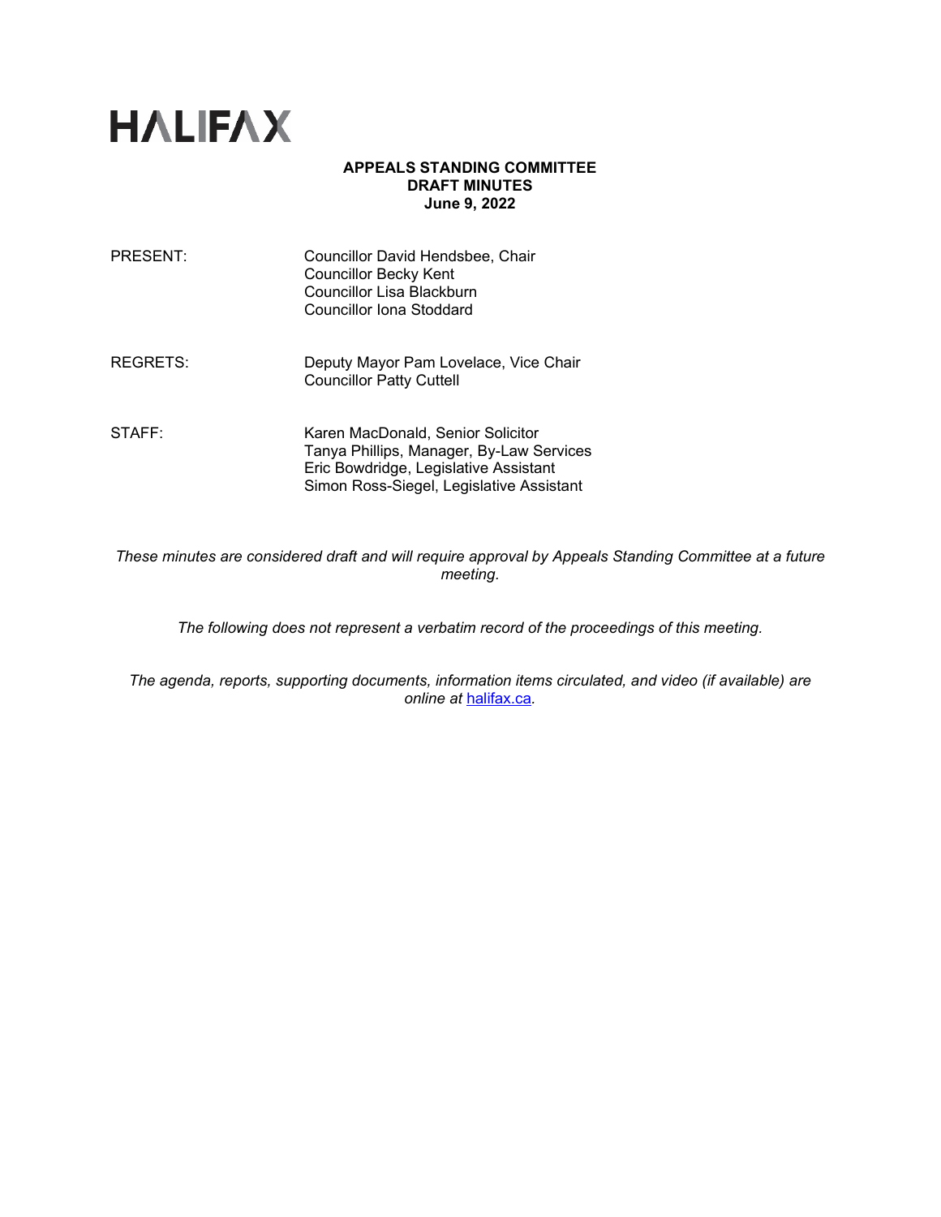# HALIFAX

**APPEALS STANDING COMMITTEE**
**DRAFT MINUTES**
**June 9, 2022**

| | |
|---|---|
| PRESENT: | Councillor David Hendsbee, Chair<br>Councillor Becky Kent<br>Councillor Lisa Blackburn<br>Councillor Iona Stoddard |
| REGRETS: | Deputy Mayor Pam Lovelace, Vice Chair<br>Councillor Patty Cuttell |
| STAFF: | Karen MacDonald, Senior Solicitor<br>Tanya Phillips, Manager, By-Law Services<br>Eric Bowdridge, Legislative Assistant<br>Simon Ross-Siegel, Legislative Assistant |

*These minutes are considered draft and will require approval by Appeals Standing Committee at a future meeting.*

*The following does not represent a verbatim record of the proceedings of this meeting.*

*The agenda, reports, supporting documents, information items circulated, and video (if available) are online at [halifax.ca](halifax.ca).*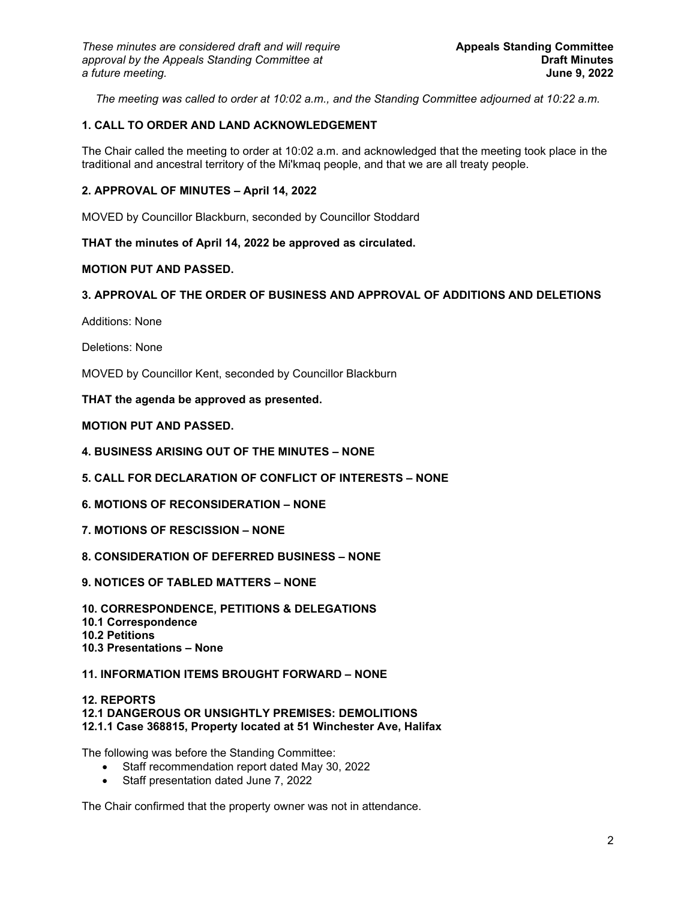*The meeting was called to order at 10:02 a.m., and the Standing Committee adjourned at 10:22 a.m.*

## 1. CALL TO ORDER AND LAND ACKNOWLEDGEMENT

The Chair called the meeting to order at 10:02 a.m. and acknowledged that the meeting took place in the traditional and ancestral territory of the Mi'kmaq people, and that we are all treaty people.

## 2. APPROVAL OF MINUTES – April 14, 2022

MOVED by Councillor Blackburn, seconded by Councillor Stoddard

**THAT the minutes of April 14, 2022 be approved as circulated.**

**MOTION PUT AND PASSED.**

## 3. APPROVAL OF THE ORDER OF BUSINESS AND APPROVAL OF ADDITIONS AND DELETIONS

Additions: None

Deletions: None

MOVED by Councillor Kent, seconded by Councillor Blackburn

**THAT the agenda be approved as presented.**

**MOTION PUT AND PASSED.**

## 4. BUSINESS ARISING OUT OF THE MINUTES – NONE

## 5. CALL FOR DECLARATION OF CONFLICT OF INTERESTS – NONE

## 6. MOTIONS OF RECONSIDERATION – NONE

## 7. MOTIONS OF RESCISSION – NONE

## 8. CONSIDERATION OF DEFERRED BUSINESS – NONE

## 9. NOTICES OF TABLED MATTERS – NONE

## 10. CORRESPONDENCE, PETITIONS & DELEGATIONS
### 10.1 Correspondence
### 10.2 Petitions
### 10.3 Presentations – None

## 11. INFORMATION ITEMS BROUGHT FORWARD – NONE

## 12. REPORTS
### 12.1 DANGEROUS OR UNSIGHTLY PREMISES: DEMOLITIONS
#### 12.1.1 Case 368815, Property located at 51 Winchester Ave, Halifax

The following was before the Standing Committee:

- Staff recommendation report dated May 30, 2022
- Staff presentation dated June 7, 2022

The Chair confirmed that the property owner was not in attendance.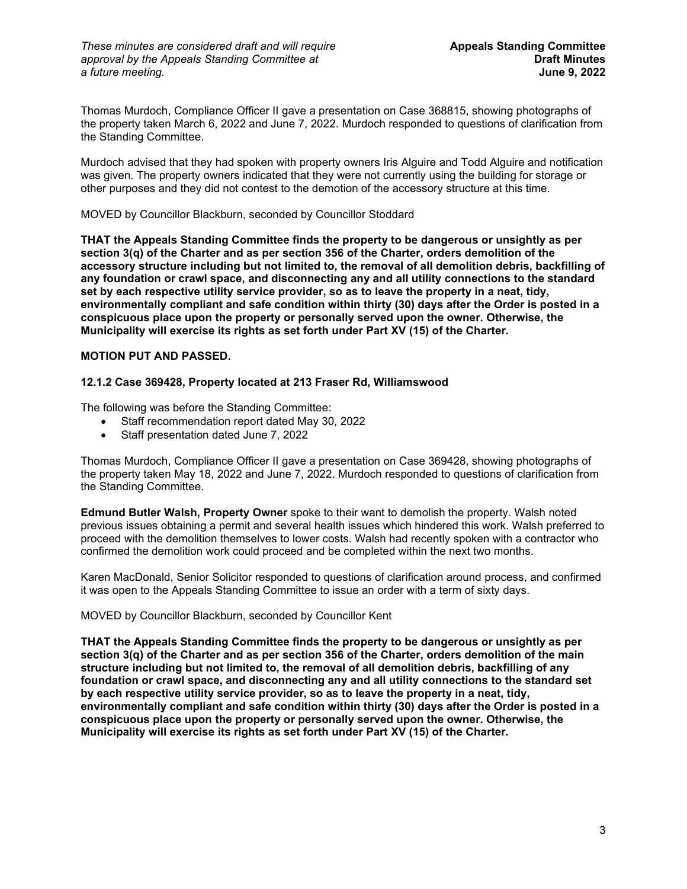Thomas Murdoch, Compliance Officer II gave a presentation on Case 368815, showing photographs of the property taken March 6, 2022 and June 7, 2022. Murdoch responded to questions of clarification from the Standing Committee.

Murdoch advised that they had spoken with property owners Iris Alguire and Todd Alguire and notification was given. The property owners indicated that they were not currently using the building for storage or other purposes and they did not contest to the demotion of the accessory structure at this time.

MOVED by Councillor Blackburn, seconded by Councillor Stoddard

**THAT the Appeals Standing Committee finds the property to be dangerous or unsightly as per section 3(q) of the Charter and as per section 356 of the Charter, orders demolition of the accessory structure including but not limited to, the removal of all demolition debris, backfilling of any foundation or crawl space, and disconnecting any and all utility connections to the standard set by each respective utility service provider, so as to leave the property in a neat, tidy, environmentally compliant and safe condition within thirty (30) days after the Order is posted in a conspicuous place upon the property or personally served upon the owner. Otherwise, the Municipality will exercise its rights as set forth under Part XV (15) of the Charter.**

**MOTION PUT AND PASSED.**

### 12.1.2 Case 369428, Property located at 213 Fraser Rd, Williamswood

The following was before the Standing Committee:

- Staff recommendation report dated May 30, 2022
- Staff presentation dated June 7, 2022

Thomas Murdoch, Compliance Officer II gave a presentation on Case 369428, showing photographs of the property taken May 18, 2022 and June 7, 2022. Murdoch responded to questions of clarification from the Standing Committee.

**Edmund Butler Walsh, Property Owner** spoke to their want to demolish the property. Walsh noted previous issues obtaining a permit and several health issues which hindered this work. Walsh preferred to proceed with the demolition themselves to lower costs. Walsh had recently spoken with a contractor who confirmed the demolition work could proceed and be completed within the next two months.

Karen MacDonald, Senior Solicitor responded to questions of clarification around process, and confirmed it was open to the Appeals Standing Committee to issue an order with a term of sixty days.

MOVED by Councillor Blackburn, seconded by Councillor Kent

**THAT the Appeals Standing Committee finds the property to be dangerous or unsightly as per section 3(q) of the Charter and as per section 356 of the Charter, orders demolition of the main structure including but not limited to, the removal of all demolition debris, backfilling of any foundation or crawl space, and disconnecting any and all utility connections to the standard set by each respective utility service provider, so as to leave the property in a neat, tidy, environmentally compliant and safe condition within thirty (30) days after the Order is posted in a conspicuous place upon the property or personally served upon the owner. Otherwise, the Municipality will exercise its rights as set forth under Part XV (15) of the Charter.**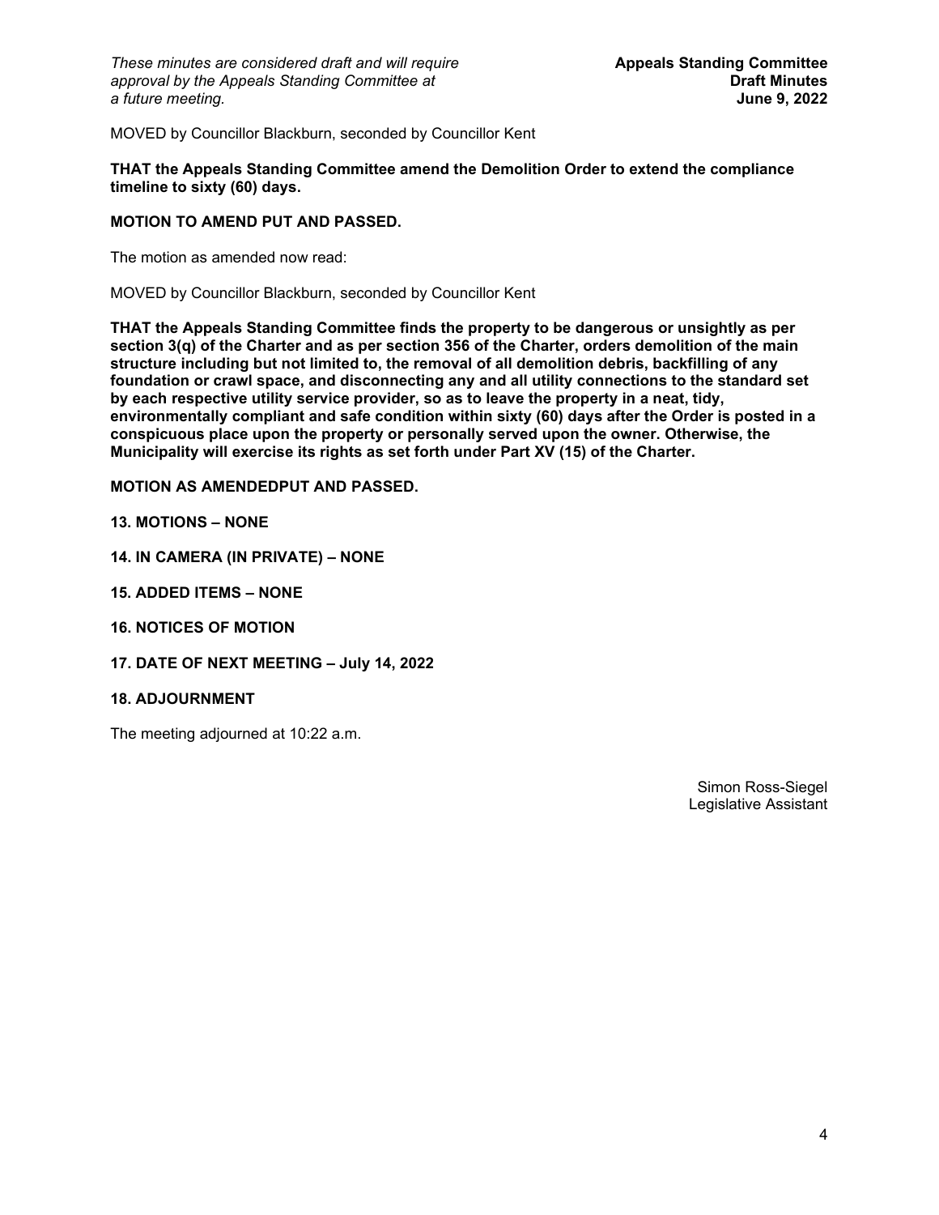MOVED by Councillor Blackburn, seconded by Councillor Kent

**THAT the Appeals Standing Committee amend the Demolition Order to extend the compliance timeline to sixty (60) days.**

**MOTION TO AMEND PUT AND PASSED.**

The motion as amended now read:

MOVED by Councillor Blackburn, seconded by Councillor Kent

**THAT the Appeals Standing Committee finds the property to be dangerous or unsightly as per section 3(q) of the Charter and as per section 356 of the Charter, orders demolition of the main structure including but not limited to, the removal of all demolition debris, backfilling of any foundation or crawl space, and disconnecting any and all utility connections to the standard set by each respective utility service provider, so as to leave the property in a neat, tidy, environmentally compliant and safe condition within sixty (60) days after the Order is posted in a conspicuous place upon the property or personally served upon the owner. Otherwise, the Municipality will exercise its rights as set forth under Part XV (15) of the Charter.**

**MOTION AS AMENDEDPUT AND PASSED.**

## 13. MOTIONS – NONE

## 14. IN CAMERA (IN PRIVATE) – NONE

## 15. ADDED ITEMS – NONE

## 16. NOTICES OF MOTION

## 17. DATE OF NEXT MEETING – July 14, 2022

## 18. ADJOURNMENT

The meeting adjourned at 10:22 a.m.

Simon Ross-Siegel
Legislative Assistant